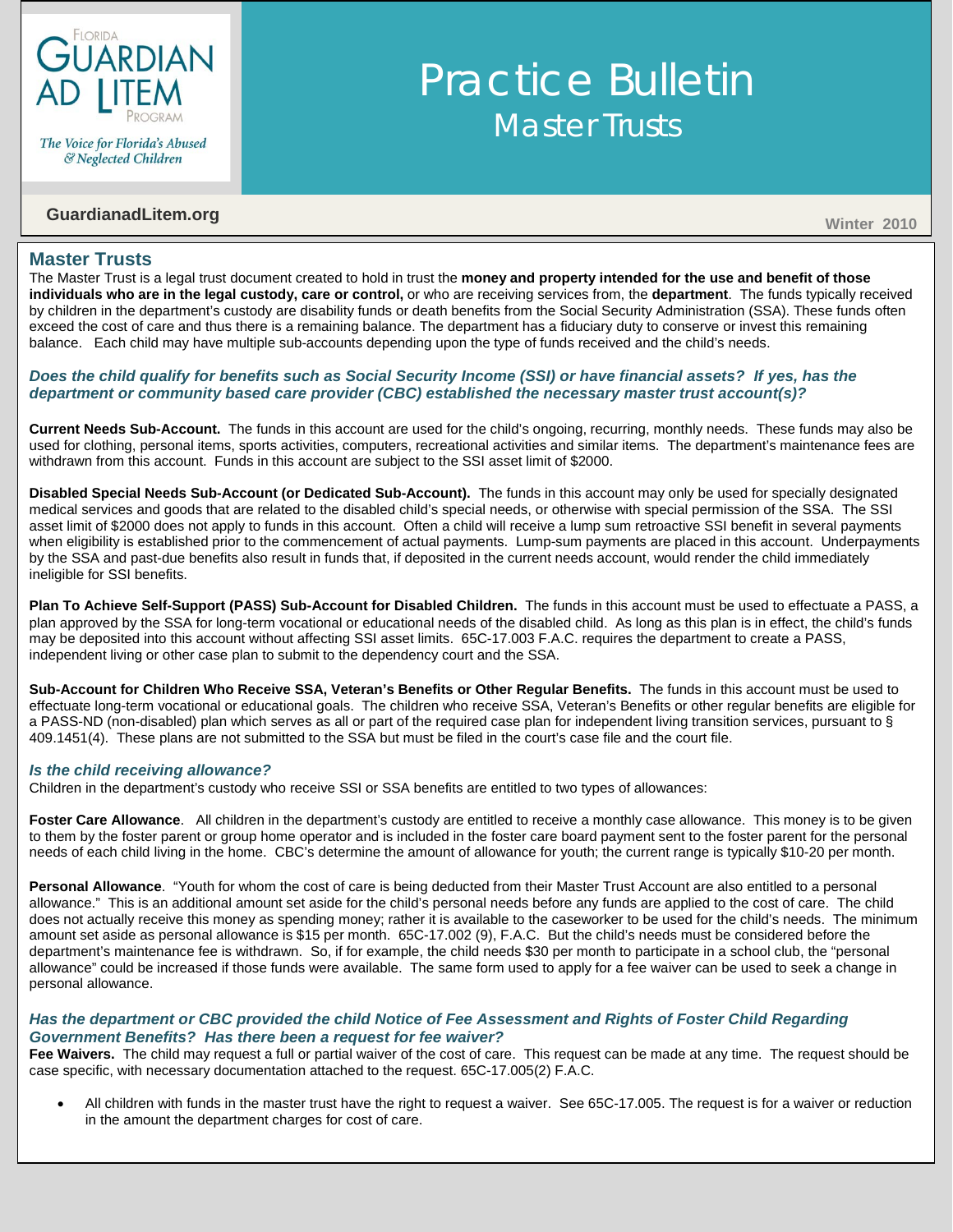Florida Guardian ad Litem Program

*The Voice for Florida's Abused & Neglected Children*

# Practice Bulletin

## Master Trusts

**GuardianadLitem.org**

**Winter 2010**

## Master Trusts

The Master Trust is a legal trust document created to hold in trust the **money and property intended for the use and benefit of those individuals who are in the legal custody, care or control,** or who are receiving services from, the **department**. The funds typically received by children in the department's custody are disability funds or death benefits from the Social Security Administration (SSA). These funds often exceed the cost of care and thus there is a remaining balance. The department has a fiduciary duty to conserve or invest this remaining balance. Each child may have multiple sub-accounts depending upon the type of funds received and the child's needs.

***Does the child qualify for benefits such as Social Security Income (SSI) or have financial assets? If yes, has the department or community based care provider (CBC) established the necessary master trust account(s)?***

**Current Needs Sub-Account.** The funds in this account are used for the child's ongoing, recurring, monthly needs. These funds may also be used for clothing, personal items, sports activities, computers, recreational activities and similar items. The department's maintenance fees are withdrawn from this account. Funds in this account are subject to the SSI asset limit of $2000.

**Disabled Special Needs Sub-Account (or Dedicated Sub-Account).** The funds in this account may only be used for specially designated medical services and goods that are related to the disabled child's special needs, or otherwise with special permission of the SSA. The SSI asset limit of $2000 does not apply to funds in this account. Often a child will receive a lump sum retroactive SSI benefit in several payments when eligibility is established prior to the commencement of actual payments. Lump-sum payments are placed in this account. Underpayments by the SSA and past-due benefits also result in funds that, if deposited in the current needs account, would render the child immediately ineligible for SSI benefits.

**Plan To Achieve Self-Support (PASS) Sub-Account for Disabled Children.** The funds in this account must be used to effectuate a PASS, a plan approved by the SSA for long-term vocational or educational needs of the disabled child. As long as this plan is in effect, the child's funds may be deposited into this account without affecting SSI asset limits. 65C-17.003 F.A.C. requires the department to create a PASS, independent living or other case plan to submit to the dependency court and the SSA.

**Sub-Account for Children Who Receive SSA, Veteran's Benefits or Other Regular Benefits.** The funds in this account must be used to effectuate long-term vocational or educational goals. The children who receive SSA, Veteran's Benefits or other regular benefits are eligible for a PASS-ND (non-disabled) plan which serves as all or part of the required case plan for independent living transition services, pursuant to § 409.1451(4). These plans are not submitted to the SSA but must be filed in the court's case file and the court file.

***Is the child receiving allowance?***

Children in the department's custody who receive SSI or SSA benefits are entitled to two types of allowances:

**Foster Care Allowance**. All children in the department's custody are entitled to receive a monthly case allowance. This money is to be given to them by the foster parent or group home operator and is included in the foster care board payment sent to the foster parent for the personal needs of each child living in the home. CBC's determine the amount of allowance for youth; the current range is typically $10-20 per month.

**Personal Allowance**. "Youth for whom the cost of care is being deducted from their Master Trust Account are also entitled to a personal allowance." This is an additional amount set aside for the child's personal needs before any funds are applied to the cost of care. The child does not actually receive this money as spending money; rather it is available to the caseworker to be used for the child's needs. The minimum amount set aside as personal allowance is $15 per month. 65C-17.002 (9), F.A.C. But the child's needs must be considered before the department's maintenance fee is withdrawn. So, if for example, the child needs $30 per month to participate in a school club, the "personal allowance" could be increased if those funds were available. The same form used to apply for a fee waiver can be used to seek a change in personal allowance.

***Has the department or CBC provided the child Notice of Fee Assessment and Rights of Foster Child Regarding Government Benefits? Has there been a request for fee waiver?***

**Fee Waivers.** The child may request a full or partial waiver of the cost of care. This request can be made at any time. The request should be case specific, with necessary documentation attached to the request. 65C-17.005(2) F.A.C.

- All children with funds in the master trust have the right to request a waiver. See 65C-17.005. The request is for a waiver or reduction in the amount the department charges for cost of care.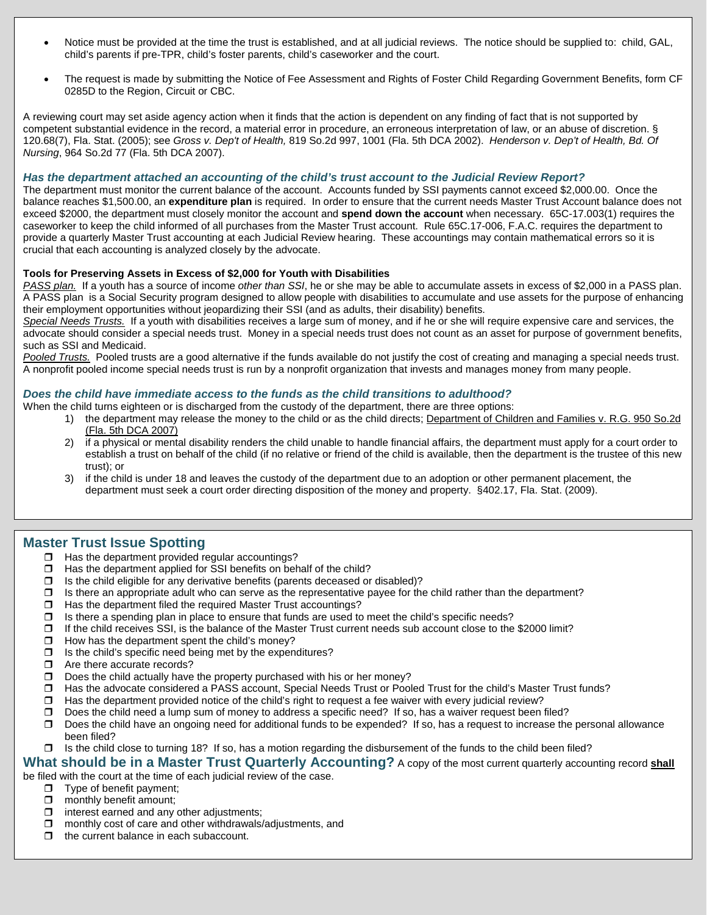- Notice must be provided at the time the trust is established, and at all judicial reviews. The notice should be supplied to: child, GAL, child's parents if pre-TPR, child's foster parents, child's caseworker and the court.
- The request is made by submitting the Notice of Fee Assessment and Rights of Foster Child Regarding Government Benefits, form CF 0285D to the Region, Circuit or CBC.

A reviewing court may set aside agency action when it finds that the action is dependent on any finding of fact that is not supported by competent substantial evidence in the record, a material error in procedure, an erroneous interpretation of law, or an abuse of discretion. § 120.68(7), Fla. Stat. (2005); see *Gross v. Dep't of Health,* 819 So.2d 997, 1001 (Fla. 5th DCA 2002). *Henderson v. Dep't of Health, Bd. Of Nursing*, 964 So.2d 77 (Fla. 5th DCA 2007).

### *Has the department attached an accounting of the child's trust account to the Judicial Review Report?*

The department must monitor the current balance of the account. Accounts funded by SSI payments cannot exceed $2,000.00. Once the balance reaches $1,500.00, an **expenditure plan** is required. In order to ensure that the current needs Master Trust Account balance does not exceed $2000, the department must closely monitor the account and **spend down the account** when necessary. 65C-17.003(1) requires the caseworker to keep the child informed of all purchases from the Master Trust account. Rule 65C.17-006, F.A.C. requires the department to provide a quarterly Master Trust accounting at each Judicial Review hearing. These accountings may contain mathematical errors so it is crucial that each accounting is analyzed closely by the advocate.

**Tools for Preserving Assets in Excess of $2,000 for Youth with Disabilities**

*PASS plan.* If a youth has a source of income *other than SSI*, he or she may be able to accumulate assets in excess of $2,000 in a PASS plan. A PASS plan is a Social Security program designed to allow people with disabilities to accumulate and use assets for the purpose of enhancing their employment opportunities without jeopardizing their SSI (and as adults, their disability) benefits.

*Special Needs Trusts.* If a youth with disabilities receives a large sum of money, and if he or she will require expensive care and services, the advocate should consider a special needs trust. Money in a special needs trust does not count as an asset for purpose of government benefits, such as SSI and Medicaid.

*Pooled Trusts.* Pooled trusts are a good alternative if the funds available do not justify the cost of creating and managing a special needs trust. A nonprofit pooled income special needs trust is run by a nonprofit organization that invests and manages money from many people.

### *Does the child have immediate access to the funds as the child transitions to adulthood?*

When the child turns eighteen or is discharged from the custody of the department, there are three options:

1) the department may release the money to the child or as the child directs; Department of Children and Families v. R.G. 950 So.2d (Fla. 5th DCA 2007)
2) if a physical or mental disability renders the child unable to handle financial affairs, the department must apply for a court order to establish a trust on behalf of the child (if no relative or friend of the child is available, then the department is the trustee of this new trust); or
3) if the child is under 18 and leaves the custody of the department due to an adoption or other permanent placement, the department must seek a court order directing disposition of the money and property. §402.17, Fla. Stat. (2009).

## Master Trust Issue Spotting

- ❒ Has the department provided regular accountings?
- ❒ Has the department applied for SSI benefits on behalf of the child?
- ❒ Is the child eligible for any derivative benefits (parents deceased or disabled)?
- ❒ Is there an appropriate adult who can serve as the representative payee for the child rather than the department?
- ❒ Has the department filed the required Master Trust accountings?
- ❒ Is there a spending plan in place to ensure that funds are used to meet the child's specific needs?
- ❒ If the child receives SSI, is the balance of the Master Trust current needs sub account close to the $2000 limit?
- ❒ How has the department spent the child's money?
- ❒ Is the child's specific need being met by the expenditures?
- ❒ Are there accurate records?
- ❒ Does the child actually have the property purchased with his or her money?
- ❒ Has the advocate considered a PASS account, Special Needs Trust or Pooled Trust for the child's Master Trust funds?
- ❒ Has the department provided notice of the child's right to request a fee waiver with every judicial review?
- ❒ Does the child need a lump sum of money to address a specific need? If so, has a waiver request been filed?
- ❒ Does the child have an ongoing need for additional funds to be expended? If so, has a request to increase the personal allowance been filed?
- ❒ Is the child close to turning 18? If so, has a motion regarding the disbursement of the funds to the child been filed?

## What should be in a Master Trust Quarterly Accounting?

A copy of the most current quarterly accounting record **shall** be filed with the court at the time of each judicial review of the case.

- ❒ Type of benefit payment;
- ❒ monthly benefit amount;
- ❒ interest earned and any other adjustments;
- ❒ monthly cost of care and other withdrawals/adjustments, and
- ❒ the current balance in each subaccount.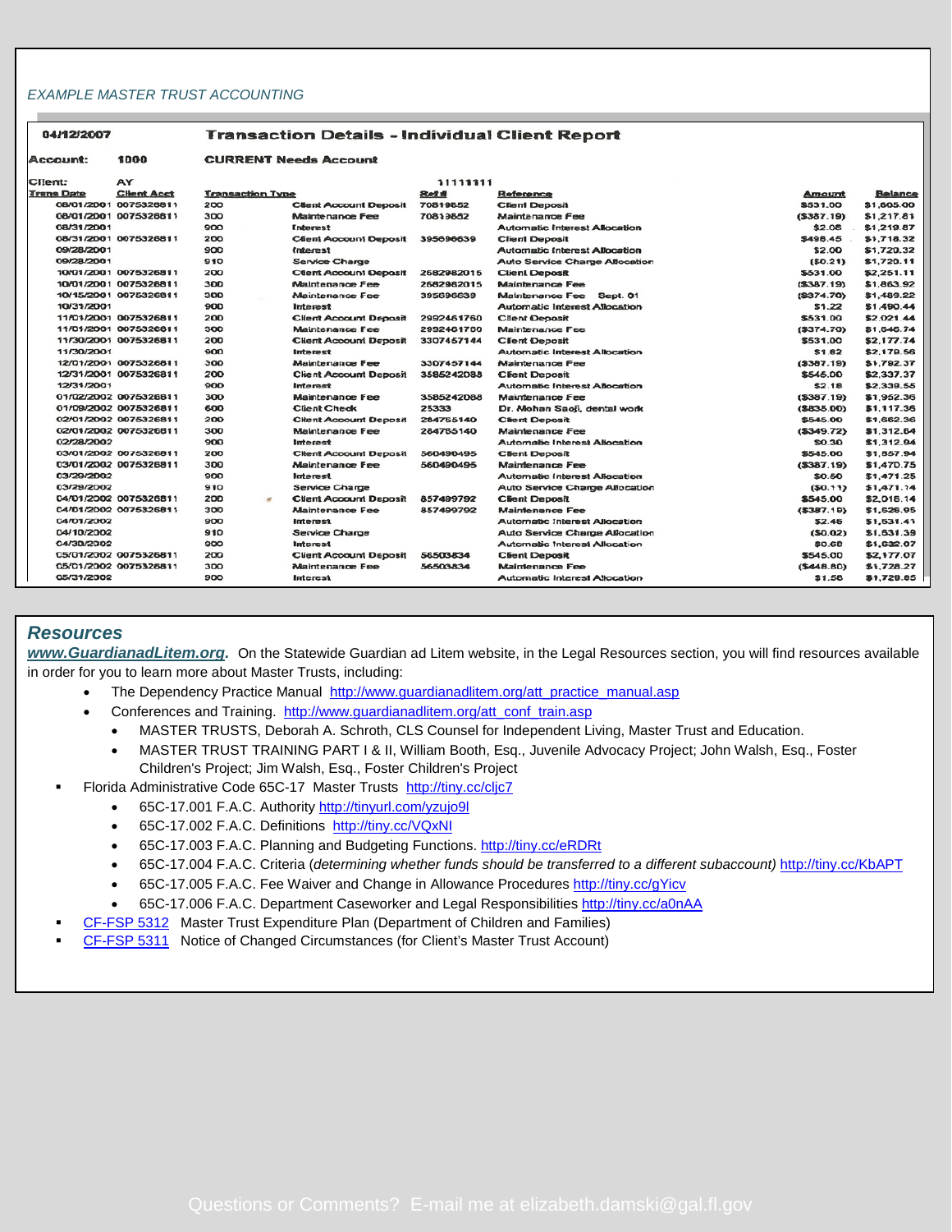*EXAMPLE MASTER TRUST ACCOUNTING*

**04/12/2007** **Transaction Details - Individual Client Report**

**Account:** 1000 **CURRENT Needs Account**

**Client:** AY 11111111

| Trans Date | Client Acct | Transaction Type | | Ref # | Reference | Amount | Balance |
|---|---|---|---|---|---|---|---|
| 08/01/2001 | 0075326811 | 200 | Client Account Deposit | 70819852 | Client Deposit | $531.00 | $1,605.00 |
| 08/01/2001 | 0075326811 | 300 | Maintenance Fee | 70819852 | Maintenance Fee | ($387.19) | $1,217.81 |
| 08/31/2001 | | 900 | Interest | | Automatic Interest Allocation | $2.06 | $1,219.87 |
| 08/31/2001 | 0075326811 | 200 | Client Account Deposit | 395696639 | Client Deposit | $498.45 | $1,718.32 |
| 09/28/2001 | | 900 | Interest | | Automatic Interest Allocation | $2.00 | $1,720.32 |
| 09/28/2001 | | 910 | Service Charge | | Auto Service Charge Allocation | ($0.21) | $1,720.11 |
| 10/01/2001 | 0075326811 | 200 | Client Account Deposit | 2582982015 | Client Deposit | $531.00 | $2,251.11 |
| 10/01/2001 | 0075326811 | 300 | Maintenance Fee | 2582982015 | Maintenance Fee | ($387.19) | $1,863.92 |
| 10/15/2001 | 0075326811 | 300 | Maintenance Fee | 395696639 | Maintenance Fee Sept. 01 | ($374.70) | $1,489.22 |
| 10/31/2001 | | 900 | Interest | | Automatic Interest Allocation | $1.22 | $1,490.44 |
| 11/01/2001 | 0075326811 | 200 | Client Account Deposit | 2992461760 | Client Deposit | $531.00 | $2,021.44 |
| 11/01/2001 | 0075326811 | 300 | Maintenance Fee | 2992461760 | Maintenance Fee | ($374.70) | $1,646.74 |
| 11/30/2001 | 0075326811 | 200 | Client Account Deposit | 3307457144 | Client Deposit | $531.00 | $2,177.74 |
| 11/30/2001 | | 900 | Interest | | Automatic Interest Allocation | $1.82 | $2,179.56 |
| 12/01/2001 | 0075326811 | 300 | Maintenance Fee | 3307457144 | Maintenance Fee | ($387.19) | $1,792.37 |
| 12/31/2001 | 0075326811 | 200 | Client Account Deposit | 3585242088 | Client Deposit | $545.00 | $2,337.37 |
| 12/31/2001 | | 900 | Interest | | Automatic Interest Allocation | $2.18 | $2,339.55 |
| 01/02/2002 | 0075326811 | 300 | Maintenance Fee | 3585242088 | Maintenance Fee | ($387.19) | $1,952.36 |
| 01/09/2002 | 0075326811 | 600 | Client Check | 25333 | Dr. Mohan Saoji, dental work | ($835.00) | $1,117.36 |
| 02/01/2002 | 0075326811 | 200 | Client Account Deposit | 284755140 | Client Deposit | $545.00 | $1,662.36 |
| 02/01/2002 | 0075326811 | 300 | Maintenance Fee | 284755140 | Maintenance Fee | ($349.72) | $1,312.64 |
| 02/28/2002 | | 900 | Interest | | Automatic Interest Allocation | $0.30 | $1,312.94 |
| 03/01/2002 | 0075326811 | 200 | Client Account Deposit | 560490495 | Client Deposit | $545.00 | $1,857.94 |
| 03/01/2002 | 0075326811 | 300 | Maintenance Fee | 560490495 | Maintenance Fee | ($387.19) | $1,470.75 |
| 03/29/2002 | | 900 | Interest | | Automatic Interest Allocation | $0.50 | $1,471.25 |
| 03/29/2002 | | 910 | Service Charge | | Auto Service Charge Allocation | ($0.11) | $1,471.14 |
| 04/01/2002 | 0075326811 | 200 | Client Account Deposit | 857499792 | Client Deposit | $545.00 | $2,016.14 |
| 04/01/2002 | 0075326811 | 300 | Maintenance Fee | 857499792 | Maintenance Fee | ($387.19) | $1,628.95 |
| 04/01/2002 | | 900 | Interest | | Automatic Interest Allocation | $2.46 | $1,531.41 |
| 04/10/2002 | | 910 | Service Charge | | Auto Service Charge Allocation | ($0.02) | $1,531.39 |
| 04/30/2002 | | 900 | Interest | | Automatic Interest Allocation | $0.68 | $1,632.07 |
| 05/01/2002 | 0075326811 | 200 | Client Account Deposit | 56503834 | Client Deposit | $545.00 | $2,177.07 |
| 05/01/2002 | 0075326811 | 300 | Maintenance Fee | 56503834 | Maintenance Fee | ($448.80) | $1,728.27 |
| 05/31/2002 | | 900 | Interest | | Automatic Interest Allocation | $1.58 | $1,729.85 |

## *Resources*

***www.GuardianadLitem.org***. On the Statewide Guardian ad Litem website, in the Legal Resources section, you will find resources available in order for you to learn more about Master Trusts, including:

- The Dependency Practice Manual http://www.guardianadlitem.org/att_practice_manual.asp
- Conferences and Training. http://www.guardianadlitem.org/att_conf_train.asp
  - MASTER TRUSTS, Deborah A. Schroth, CLS Counsel for Independent Living, Master Trust and Education.
  - MASTER TRUST TRAINING PART I & II, William Booth, Esq., Juvenile Advocacy Project; John Walsh, Esq., Foster Children's Project; Jim Walsh, Esq., Foster Children's Project

- Florida Administrative Code 65C-17 Master Trusts http://tiny.cc/cljc7
  - 65C-17.001 F.A.C. Authority http://tinyurl.com/yzujo9l
  - 65C-17.002 F.A.C. Definitions http://tiny.cc/VQxNI
  - 65C-17.003 F.A.C. Planning and Budgeting Functions. http://tiny.cc/eRDRt
  - 65C-17.004 F.A.C. Criteria (*determining whether funds should be transferred to a different subaccount)* http://tiny.cc/KbAPT
  - 65C-17.005 F.A.C. Fee Waiver and Change in Allowance Procedures http://tiny.cc/gYicv
  - 65C-17.006 F.A.C. Department Caseworker and Legal Responsibilities http://tiny.cc/a0nAA
- CF-FSP 5312 Master Trust Expenditure Plan (Department of Children and Families)
- CF-FSP 5311 Notice of Changed Circumstances (for Client's Master Trust Account)

Questions or Comments? E-mail me at elizabeth.damski@gal.fl.gov